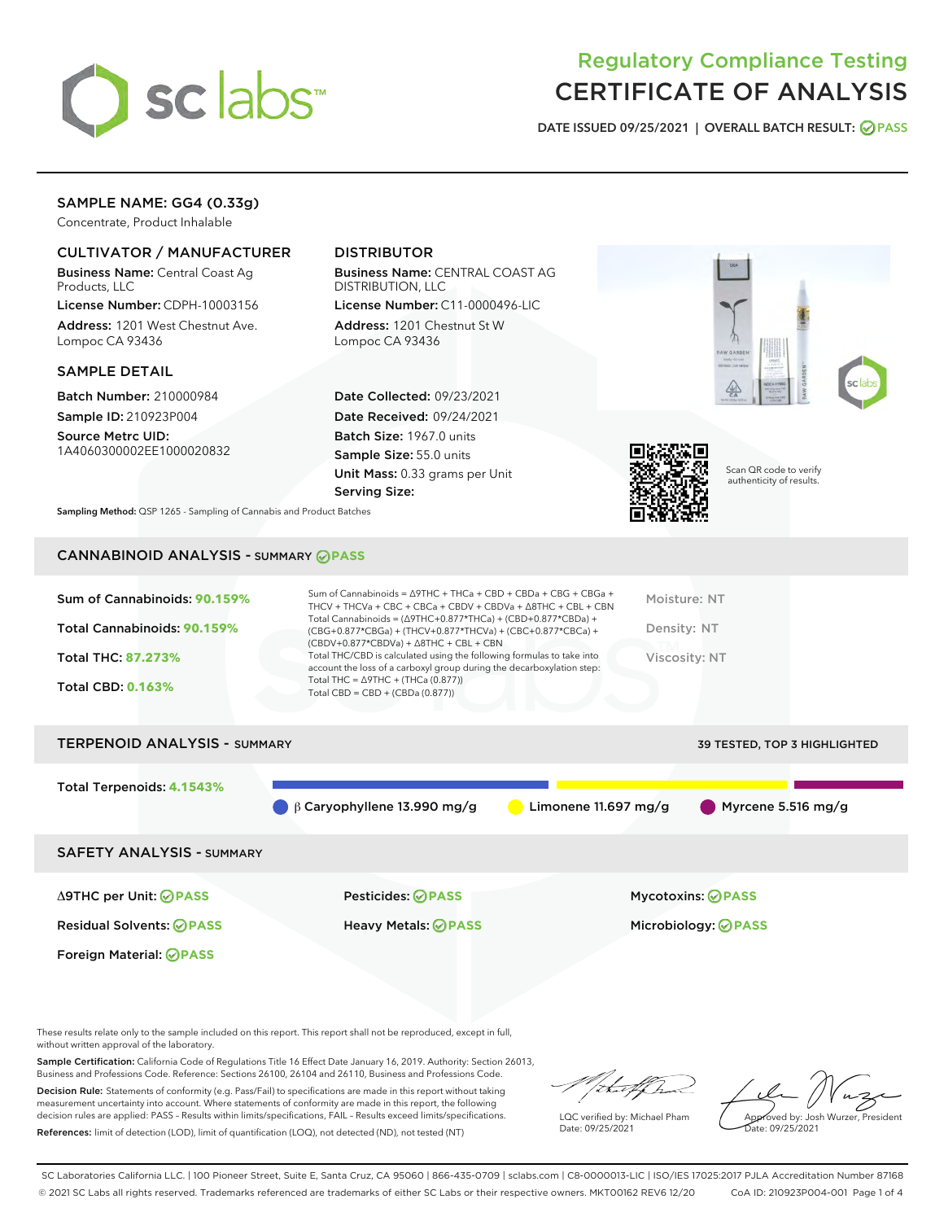# Regulatory Compliance Testing
# CERTIFICATE OF ANALYSIS

DATE ISSUED 09/25/2021 | OVERALL BATCH RESULT: PASS

## SAMPLE NAME: GG4 (0.33g)

Concentrate, Product Inhalable

### CULTIVATOR / MANUFACTURER

**Business Name:** Central Coast Ag Products, LLC

**License Number:** CDPH-10003156

**Address:** 1201 West Chestnut Ave. Lompoc CA 93436

### DISTRIBUTOR

**Business Name:** CENTRAL COAST AG DISTRIBUTION, LLC

**License Number:** C11-0000496-LIC

**Address:** 1201 Chestnut St W Lompoc CA 93436

### SAMPLE DETAIL

**Batch Number:** 210000984

**Sample ID:** 210923P004

**Source Metrc UID:** 1A4060300002EE1000020832

**Date Collected:** 09/23/2021

**Date Received:** 09/24/2021

**Batch Size:** 1967.0 units

**Sample Size:** 55.0 units

**Unit Mass:** 0.33 grams per Unit

**Serving Size:**

Scan QR code to verify authenticity of results.

**Sampling Method:** QSP 1265 - Sampling of Cannabis and Product Batches

## CANNABINOID ANALYSIS - SUMMARY PASS

**Sum of Cannabinoids:** 90.159%

**Total Cannabinoids:** 90.159%

**Total THC:** 87.273%

**Total CBD:** 0.163%

Sum of Cannabinoids = Δ9THC + THCa + CBD + CBDa + CBG + CBGa + THCV + THCVa + CBC + CBCa + CBDV + CBDVa + Δ8THC + CBL + CBN

Total Cannabinoids = (Δ9THC+0.877*THCa) + (CBD+0.877*CBDa) + (CBG+0.877*CBGa) + (THCV+0.877*THCVa) + (CBC+0.877*CBCa) + (CBDV+0.877*CBDVa) + Δ8THC + CBL + CBN

Total THC/CBD is calculated using the following formulas to take into account the loss of a carboxyl group during the decarboxylation step:

Total THC = Δ9THC + (THCa (0.877))

Total CBD = CBD + (CBDa (0.877))

Moisture: NT

Density: NT

Viscosity: NT

## TERPENOID ANALYSIS - SUMMARY

39 TESTED, TOP 3 HIGHLIGHTED

**Total Terpenoids:** 4.1543%

β Caryophyllene 13.990 mg/g

Limonene 11.697 mg/g

Myrcene 5.516 mg/g

## SAFETY ANALYSIS - SUMMARY

| | | |
|---|---|---|
| Δ9THC per Unit: PASS | Pesticides: PASS | Mycotoxins: PASS |
| Residual Solvents: PASS | Heavy Metals: PASS | Microbiology: PASS |
| Foreign Material: PASS | | |

These results relate only to the sample included on this report. This report shall not be reproduced, except in full, without written approval of the laboratory.

**Sample Certification:** California Code of Regulations Title 16 Effect Date January 16, 2019. Authority: Section 26013, Business and Professions Code. Reference: Sections 26100, 26104 and 26110, Business and Professions Code.

**Decision Rule:** Statements of conformity (e.g. Pass/Fail) to specifications are made in this report without taking measurement uncertainty into account. Where statements of conformity are made in this report, the following decision rules are applied: PASS – Results within limits/specifications, FAIL – Results exceed limits/specifications.

**References:** limit of detection (LOD), limit of quantification (LOQ), not detected (ND), not tested (NT)

LQC verified by: Michael Pham
Date: 09/25/2021

Approved by: Josh Wurzer, President
Date: 09/25/2021

SC Laboratories California LLC. | 100 Pioneer Street, Suite E, Santa Cruz, CA 95060 | 866-435-0709 | sclabs.com | C8-0000013-LIC | ISO/IES 17025:2017 PJLA Accreditation Number 87168

© 2021 SC Labs all rights reserved. Trademarks referenced are trademarks of either SC Labs or their respective owners. MKT00162 REV6 12/20 CoA ID: 210923P004-001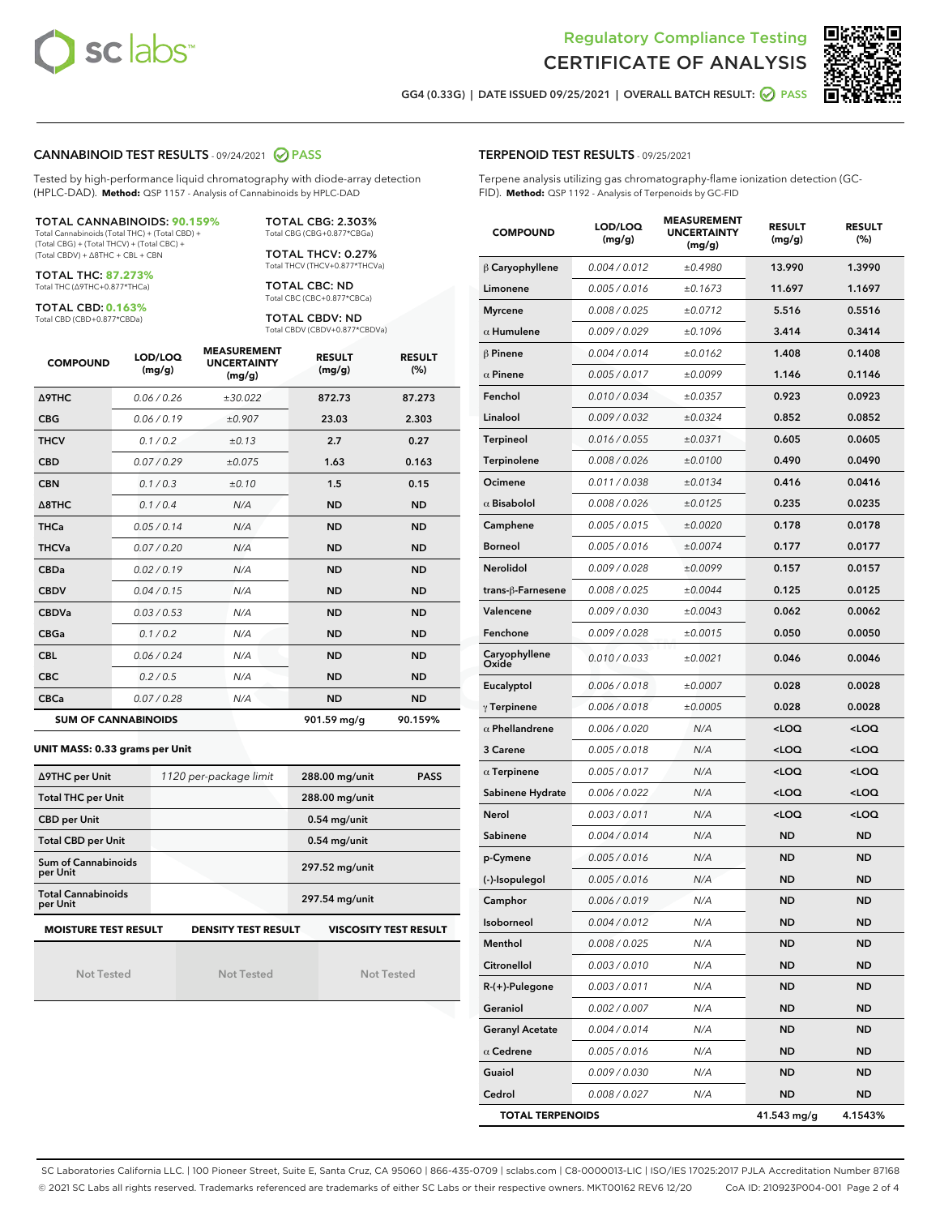Regulatory Compliance Testing
# CERTIFICATE OF ANALYSIS

GG4 (0.33G) | DATE ISSUED 09/25/2021 | OVERALL BATCH RESULT: PASS

## CANNABINOID TEST RESULTS - 09/24/2021 PASS

Tested by high-performance liquid chromatography with diode-array detection (HPLC-DAD). **Method:** QSP 1157 - Analysis of Cannabinoids by HPLC-DAD

**TOTAL CANNABINOIDS: 90.159%**
Total Cannabinoids (Total THC) + (Total CBD) + (Total CBG) + (Total THCV) + (Total CBC) + (Total CBDV) + Δ8THC + CBL + CBN

**TOTAL THC: 87.273%**
Total THC (Δ9THC+0.877*THCa)

**TOTAL CBD: 0.163%**
Total CBD (CBD+0.877*CBDa)

**TOTAL CBG: 2.303%**
Total CBG (CBG+0.877*CBGa)

**TOTAL THCV: 0.27%**
Total THCV (THCV+0.877*THCVa)

**TOTAL CBC: ND**
Total CBC (CBC+0.877*CBCa)

**TOTAL CBDV: ND**
Total CBDV (CBDV+0.877*CBDVa)

| COMPOUND | LOD/LOQ (mg/g) | MEASUREMENT UNCERTAINTY (mg/g) | RESULT (mg/g) | RESULT (%) |
|---|---|---|---|---|
| Δ9THC | 0.06 / 0.26 | ±30.022 | 872.73 | 87.273 |
| CBG | 0.06 / 0.19 | ±0.907 | 23.03 | 2.303 |
| THCV | 0.1 / 0.2 | ±0.13 | 2.7 | 0.27 |
| CBD | 0.07 / 0.29 | ±0.075 | 1.63 | 0.163 |
| CBN | 0.1 / 0.3 | ±0.10 | 1.5 | 0.15 |
| Δ8THC | 0.1 / 0.4 | N/A | ND | ND |
| THCa | 0.05 / 0.14 | N/A | ND | ND |
| THCVa | 0.07 / 0.20 | N/A | ND | ND |
| CBDa | 0.02 / 0.19 | N/A | ND | ND |
| CBDV | 0.04 / 0.15 | N/A | ND | ND |
| CBDVa | 0.03 / 0.53 | N/A | ND | ND |
| CBGa | 0.1 / 0.2 | N/A | ND | ND |
| CBL | 0.06 / 0.24 | N/A | ND | ND |
| CBC | 0.2 / 0.5 | N/A | ND | ND |
| CBCa | 0.07 / 0.28 | N/A | ND | ND |
| SUM OF CANNABINOIDS | | | 901.59 mg/g | 90.159% |

### UNIT MASS: 0.33 grams per Unit

| | | | |
|---|---|---|---|
| Δ9THC per Unit | 1120 per-package limit | 288.00 mg/unit | PASS |
| Total THC per Unit | | 288.00 mg/unit | |
| CBD per Unit | | 0.54 mg/unit | |
| Total CBD per Unit | | 0.54 mg/unit | |
| Sum of Cannabinoids per Unit | | 297.52 mg/unit | |
| Total Cannabinoids per Unit | | 297.54 mg/unit | |

| MOISTURE TEST RESULT | DENSITY TEST RESULT | VISCOSITY TEST RESULT |
|---|---|---|
| Not Tested | Not Tested | Not Tested |

## TERPENOID TEST RESULTS - 09/25/2021

Terpene analysis utilizing gas chromatography-flame ionization detection (GC-FID). **Method:** QSP 1192 - Analysis of Terpenoids by GC-FID

| COMPOUND | LOD/LOQ (mg/g) | MEASUREMENT UNCERTAINTY (mg/g) | RESULT (mg/g) | RESULT (%) |
|---|---|---|---|---|
| β Caryophyllene | 0.004 / 0.012 | ±0.4980 | 13.990 | 1.3990 |
| Limonene | 0.005 / 0.016 | ±0.1673 | 11.697 | 1.1697 |
| Myrcene | 0.008 / 0.025 | ±0.0712 | 5.516 | 0.5516 |
| α Humulene | 0.009 / 0.029 | ±0.1096 | 3.414 | 0.3414 |
| β Pinene | 0.004 / 0.014 | ±0.0162 | 1.408 | 0.1408 |
| α Pinene | 0.005 / 0.017 | ±0.0099 | 1.146 | 0.1146 |
| Fenchol | 0.010 / 0.034 | ±0.0357 | 0.923 | 0.0923 |
| Linalool | 0.009 / 0.032 | ±0.0324 | 0.852 | 0.0852 |
| Terpineol | 0.016 / 0.055 | ±0.0371 | 0.605 | 0.0605 |
| Terpinolene | 0.008 / 0.026 | ±0.0100 | 0.490 | 0.0490 |
| Ocimene | 0.011 / 0.038 | ±0.0134 | 0.416 | 0.0416 |
| α Bisabolol | 0.008 / 0.026 | ±0.0125 | 0.235 | 0.0235 |
| Camphene | 0.005 / 0.015 | ±0.0020 | 0.178 | 0.0178 |
| Borneol | 0.005 / 0.016 | ±0.0074 | 0.177 | 0.0177 |
| Nerolidol | 0.009 / 0.028 | ±0.0099 | 0.157 | 0.0157 |
| trans-β-Farnesene | 0.008 / 0.025 | ±0.0044 | 0.125 | 0.0125 |
| Valencene | 0.009 / 0.030 | ±0.0043 | 0.062 | 0.0062 |
| Fenchone | 0.009 / 0.028 | ±0.0015 | 0.050 | 0.0050 |
| Caryophyllene Oxide | 0.010 / 0.033 | ±0.0021 | 0.046 | 0.0046 |
| Eucalyptol | 0.006 / 0.018 | ±0.0007 | 0.028 | 0.0028 |
| γ Terpinene | 0.006 / 0.018 | ±0.0005 | 0.028 | 0.0028 |
| α Phellandrene | 0.006 / 0.020 | N/A | <LOQ | <LOQ |
| 3 Carene | 0.005 / 0.018 | N/A | <LOQ | <LOQ |
| α Terpinene | 0.005 / 0.017 | N/A | <LOQ | <LOQ |
| Sabinene Hydrate | 0.006 / 0.022 | N/A | <LOQ | <LOQ |
| Nerol | 0.003 / 0.011 | N/A | <LOQ | <LOQ |
| Sabinene | 0.004 / 0.014 | N/A | ND | ND |
| p-Cymene | 0.005 / 0.016 | N/A | ND | ND |
| (-)-Isopulegol | 0.005 / 0.016 | N/A | ND | ND |
| Camphor | 0.006 / 0.019 | N/A | ND | ND |
| Isoborneol | 0.004 / 0.012 | N/A | ND | ND |
| Menthol | 0.008 / 0.025 | N/A | ND | ND |
| Citronellol | 0.003 / 0.010 | N/A | ND | ND |
| R-(+)-Pulegone | 0.003 / 0.011 | N/A | ND | ND |
| Geraniol | 0.002 / 0.007 | N/A | ND | ND |
| Geranyl Acetate | 0.004 / 0.014 | N/A | ND | ND |
| α Cedrene | 0.005 / 0.016 | N/A | ND | ND |
| Guaiol | 0.009 / 0.030 | N/A | ND | ND |
| Cedrol | 0.008 / 0.027 | N/A | ND | ND |
| TOTAL TERPENOIDS | | | 41.543 mg/g | 4.1543% |

SC Laboratories California LLC. | 100 Pioneer Street, Suite E, Santa Cruz, CA 95060 | 866-435-0709 | sclabs.com | C8-0000013-LIC | ISO/IES 17025:2017 PJLA Accreditation Number 87168
© 2021 SC Labs all rights reserved. Trademarks referenced are trademarks of either SC Labs or their respective owners. MKT00162 REV6 12/20 CoA ID: 210923P004-001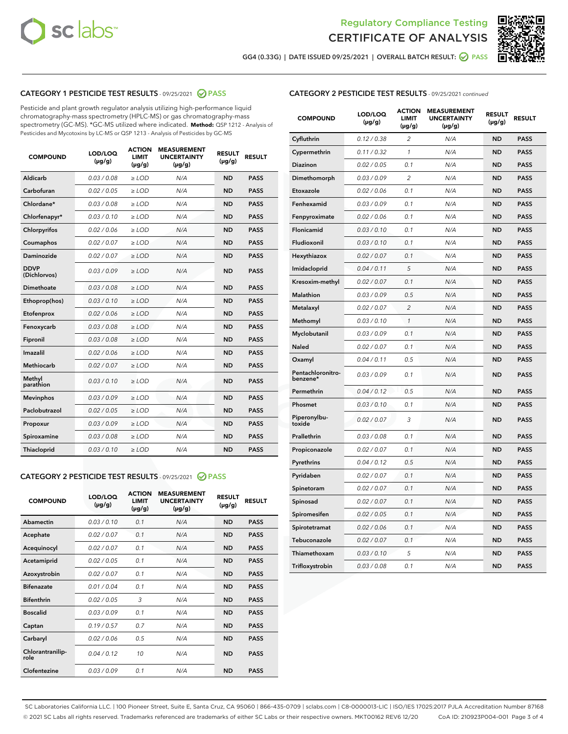Regulatory Compliance Testing

CERTIFICATE OF ANALYSIS

GG4 (0.33G) | DATE ISSUED 09/25/2021 | OVERALL BATCH RESULT: PASS

## CATEGORY 1 PESTICIDE TEST RESULTS - 09/25/2021 PASS

Pesticide and plant growth regulator analysis utilizing high-performance liquid chromatography-mass spectrometry (HPLC-MS) or gas chromatography-mass spectrometry (GC-MS). *GC-MS utilized where indicated. **Method:** QSP 1212 - Analysis of Pesticides and Mycotoxins by LC-MS or QSP 1213 - Analysis of Pesticides by GC-MS

| COMPOUND | LOD/LOQ (μg/g) | ACTION LIMIT (μg/g) | MEASUREMENT UNCERTAINTY (μg/g) | RESULT (μg/g) | RESULT |
|---|---|---|---|---|---|
| Aldicarb | 0.03 / 0.08 | ≥ LOD | N/A | ND | PASS |
| Carbofuran | 0.02 / 0.05 | ≥ LOD | N/A | ND | PASS |
| Chlordane* | 0.03 / 0.08 | ≥ LOD | N/A | ND | PASS |
| Chlorfenapyr* | 0.03 / 0.10 | ≥ LOD | N/A | ND | PASS |
| Chlorpyrifos | 0.02 / 0.06 | ≥ LOD | N/A | ND | PASS |
| Coumaphos | 0.02 / 0.07 | ≥ LOD | N/A | ND | PASS |
| Daminozide | 0.02 / 0.07 | ≥ LOD | N/A | ND | PASS |
| DDVP (Dichlorvos) | 0.03 / 0.09 | ≥ LOD | N/A | ND | PASS |
| Dimethoate | 0.03 / 0.08 | ≥ LOD | N/A | ND | PASS |
| Ethoprop(hos) | 0.03 / 0.10 | ≥ LOD | N/A | ND | PASS |
| Etofenprox | 0.02 / 0.06 | ≥ LOD | N/A | ND | PASS |
| Fenoxycarb | 0.03 / 0.08 | ≥ LOD | N/A | ND | PASS |
| Fipronil | 0.03 / 0.08 | ≥ LOD | N/A | ND | PASS |
| Imazalil | 0.02 / 0.06 | ≥ LOD | N/A | ND | PASS |
| Methiocarb | 0.02 / 0.07 | ≥ LOD | N/A | ND | PASS |
| Methyl parathion | 0.03 / 0.10 | ≥ LOD | N/A | ND | PASS |
| Mevinphos | 0.03 / 0.09 | ≥ LOD | N/A | ND | PASS |
| Paclobutrazol | 0.02 / 0.05 | ≥ LOD | N/A | ND | PASS |
| Propoxur | 0.03 / 0.09 | ≥ LOD | N/A | ND | PASS |
| Spiroxamine | 0.03 / 0.08 | ≥ LOD | N/A | ND | PASS |
| Thiacloprid | 0.03 / 0.10 | ≥ LOD | N/A | ND | PASS |

## CATEGORY 2 PESTICIDE TEST RESULTS - 09/25/2021 PASS

| COMPOUND | LOD/LOQ (μg/g) | ACTION LIMIT (μg/g) | MEASUREMENT UNCERTAINTY (μg/g) | RESULT (μg/g) | RESULT |
|---|---|---|---|---|---|
| Abamectin | 0.03 / 0.10 | 0.1 | N/A | ND | PASS |
| Acephate | 0.02 / 0.07 | 0.1 | N/A | ND | PASS |
| Acequinocyl | 0.02 / 0.07 | 0.1 | N/A | ND | PASS |
| Acetamiprid | 0.02 / 0.05 | 0.1 | N/A | ND | PASS |
| Azoxystrobin | 0.02 / 0.07 | 0.1 | N/A | ND | PASS |
| Bifenazate | 0.01 / 0.04 | 0.1 | N/A | ND | PASS |
| Bifenthrin | 0.02 / 0.05 | 3 | N/A | ND | PASS |
| Boscalid | 0.03 / 0.09 | 0.1 | N/A | ND | PASS |
| Captan | 0.19 / 0.57 | 0.7 | N/A | ND | PASS |
| Carbaryl | 0.02 / 0.06 | 0.5 | N/A | ND | PASS |
| Chlorantraniliprole | 0.04 / 0.12 | 10 | N/A | ND | PASS |
| Clofentezine | 0.03 / 0.09 | 0.1 | N/A | ND | PASS |
| Cyfluthrin | 0.12 / 0.38 | 2 | N/A | ND | PASS |
| Cypermethrin | 0.11 / 0.32 | 1 | N/A | ND | PASS |
| Diazinon | 0.02 / 0.05 | 0.1 | N/A | ND | PASS |
| Dimethomorph | 0.03 / 0.09 | 2 | N/A | ND | PASS |
| Etoxazole | 0.02 / 0.06 | 0.1 | N/A | ND | PASS |
| Fenhexamid | 0.03 / 0.09 | 0.1 | N/A | ND | PASS |
| Fenpyroximate | 0.02 / 0.06 | 0.1 | N/A | ND | PASS |
| Flonicamid | 0.03 / 0.10 | 0.1 | N/A | ND | PASS |
| Fludioxonil | 0.03 / 0.10 | 0.1 | N/A | ND | PASS |
| Hexythiazox | 0.02 / 0.07 | 0.1 | N/A | ND | PASS |
| Imidacloprid | 0.04 / 0.11 | 5 | N/A | ND | PASS |
| Kresoxim-methyl | 0.02 / 0.07 | 0.1 | N/A | ND | PASS |
| Malathion | 0.03 / 0.09 | 0.5 | N/A | ND | PASS |
| Metalaxyl | 0.02 / 0.07 | 2 | N/A | ND | PASS |
| Methomyl | 0.03 / 0.10 | 1 | N/A | ND | PASS |
| Myclobutanil | 0.03 / 0.09 | 0.1 | N/A | ND | PASS |
| Naled | 0.02 / 0.07 | 0.1 | N/A | ND | PASS |
| Oxamyl | 0.04 / 0.11 | 0.5 | N/A | ND | PASS |
| Pentachloronitrobenzene* | 0.03 / 0.09 | 0.1 | N/A | ND | PASS |
| Permethrin | 0.04 / 0.12 | 0.5 | N/A | ND | PASS |
| Phosmet | 0.03 / 0.10 | 0.1 | N/A | ND | PASS |
| Piperonylbutoxide | 0.02 / 0.07 | 3 | N/A | ND | PASS |
| Prallethrin | 0.03 / 0.08 | 0.1 | N/A | ND | PASS |
| Propiconazole | 0.02 / 0.07 | 0.1 | N/A | ND | PASS |
| Pyrethrins | 0.04 / 0.12 | 0.5 | N/A | ND | PASS |
| Pyridaben | 0.02 / 0.07 | 0.1 | N/A | ND | PASS |
| Spinetoram | 0.02 / 0.07 | 0.1 | N/A | ND | PASS |
| Spinosad | 0.02 / 0.07 | 0.1 | N/A | ND | PASS |
| Spiromesifen | 0.02 / 0.05 | 0.1 | N/A | ND | PASS |
| Spirotetramat | 0.02 / 0.06 | 0.1 | N/A | ND | PASS |
| Tebuconazole | 0.02 / 0.07 | 0.1 | N/A | ND | PASS |
| Thiamethoxam | 0.03 / 0.10 | 5 | N/A | ND | PASS |
| Trifloxystrobin | 0.03 / 0.08 | 0.1 | N/A | ND | PASS |

SC Laboratories California LLC. | 100 Pioneer Street, Suite E, Santa Cruz, CA 95060 | 866-435-0709 | sclabs.com | C8-0000013-LIC | ISO/IES 17025:2017 PJLA Accreditation Number 87168
© 2021 SC Labs all rights reserved. Trademarks referenced are trademarks of either SC Labs or their respective owners. MKT00162 REV6 12/20 CoA ID: 210923P004-001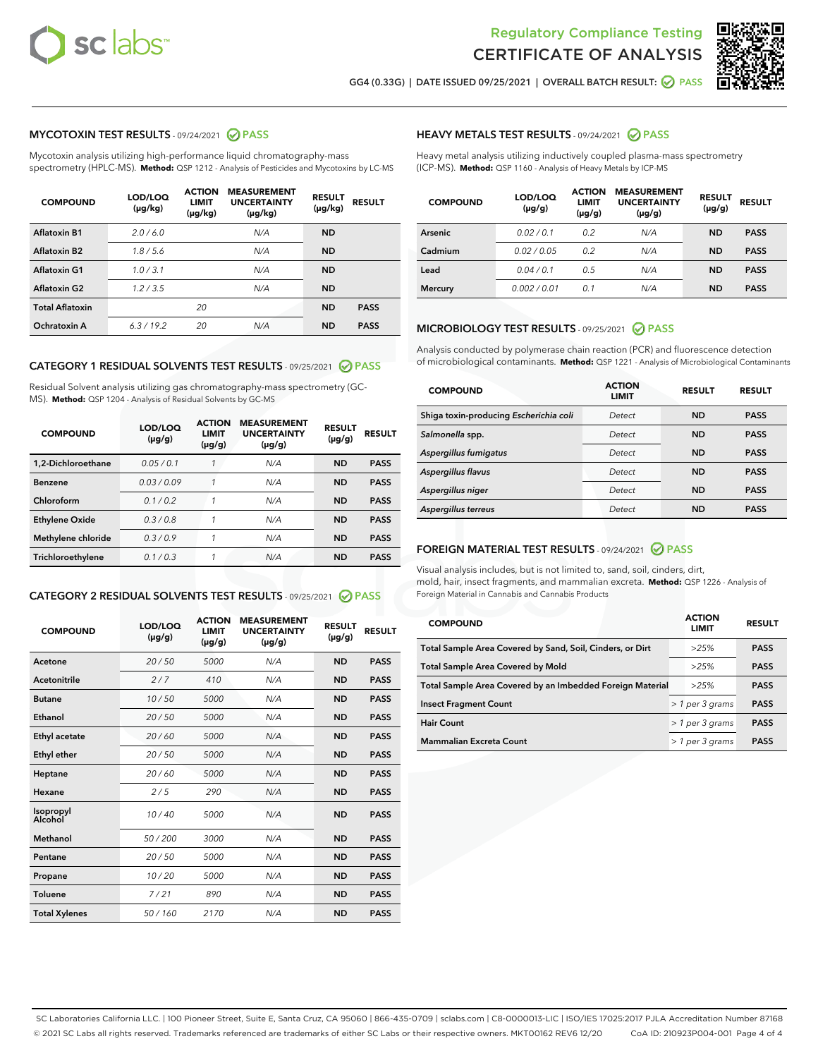Regulatory Compliance Testing
CERTIFICATE OF ANALYSIS

GG4 (0.33G) | DATE ISSUED 09/25/2021 | OVERALL BATCH RESULT: PASS

## MYCOTOXIN TEST RESULTS - 09/24/2021 PASS

Mycotoxin analysis utilizing high-performance liquid chromatography-mass spectrometry (HPLC-MS). **Method:** QSP 1212 - Analysis of Pesticides and Mycotoxins by LC-MS

| COMPOUND | LOD/LOQ (μg/kg) | ACTION LIMIT (μg/kg) | MEASUREMENT UNCERTAINTY (μg/kg) | RESULT (μg/kg) | RESULT |
|---|---|---|---|---|---|
| Aflatoxin B1 | 2.0 / 6.0 | | N/A | ND | |
| Aflatoxin B2 | 1.8 / 5.6 | | N/A | ND | |
| Aflatoxin G1 | 1.0 / 3.1 | | N/A | ND | |
| Aflatoxin G2 | 1.2 / 3.5 | | N/A | ND | |
| Total Aflatoxin | | 20 | | ND | PASS |
| Ochratoxin A | 6.3 / 19.2 | 20 | N/A | ND | PASS |

## CATEGORY 1 RESIDUAL SOLVENTS TEST RESULTS - 09/25/2021 PASS

Residual Solvent analysis utilizing gas chromatography-mass spectrometry (GC-MS). **Method:** QSP 1204 - Analysis of Residual Solvents by GC-MS

| COMPOUND | LOD/LOQ (μg/g) | ACTION LIMIT (μg/g) | MEASUREMENT UNCERTAINTY (μg/g) | RESULT (μg/g) | RESULT |
|---|---|---|---|---|---|
| 1,2-Dichloroethane | 0.05 / 0.1 | 1 | N/A | ND | PASS |
| Benzene | 0.03 / 0.09 | 1 | N/A | ND | PASS |
| Chloroform | 0.1 / 0.2 | 1 | N/A | ND | PASS |
| Ethylene Oxide | 0.3 / 0.8 | 1 | N/A | ND | PASS |
| Methylene chloride | 0.3 / 0.9 | 1 | N/A | ND | PASS |
| Trichloroethylene | 0.1 / 0.3 | 1 | N/A | ND | PASS |

## CATEGORY 2 RESIDUAL SOLVENTS TEST RESULTS - 09/25/2021 PASS

| COMPOUND | LOD/LOQ (μg/g) | ACTION LIMIT (μg/g) | MEASUREMENT UNCERTAINTY (μg/g) | RESULT (μg/g) | RESULT |
|---|---|---|---|---|---|
| Acetone | 20 / 50 | 5000 | N/A | ND | PASS |
| Acetonitrile | 2 / 7 | 410 | N/A | ND | PASS |
| Butane | 10 / 50 | 5000 | N/A | ND | PASS |
| Ethanol | 20 / 50 | 5000 | N/A | ND | PASS |
| Ethyl acetate | 20 / 60 | 5000 | N/A | ND | PASS |
| Ethyl ether | 20 / 50 | 5000 | N/A | ND | PASS |
| Heptane | 20 / 60 | 5000 | N/A | ND | PASS |
| Hexane | 2 / 5 | 290 | N/A | ND | PASS |
| Isopropyl Alcohol | 10 / 40 | 5000 | N/A | ND | PASS |
| Methanol | 50 / 200 | 3000 | N/A | ND | PASS |
| Pentane | 20 / 50 | 5000 | N/A | ND | PASS |
| Propane | 10 / 20 | 5000 | N/A | ND | PASS |
| Toluene | 7 / 21 | 890 | N/A | ND | PASS |
| Total Xylenes | 50 / 160 | 2170 | N/A | ND | PASS |

## HEAVY METALS TEST RESULTS - 09/24/2021 PASS

Heavy metal analysis utilizing inductively coupled plasma-mass spectrometry (ICP-MS). **Method:** QSP 1160 - Analysis of Heavy Metals by ICP-MS

| COMPOUND | LOD/LOQ (μg/g) | ACTION LIMIT (μg/g) | MEASUREMENT UNCERTAINTY (μg/g) | RESULT (μg/g) | RESULT |
|---|---|---|---|---|---|
| Arsenic | 0.02 / 0.1 | 0.2 | N/A | ND | PASS |
| Cadmium | 0.02 / 0.05 | 0.2 | N/A | ND | PASS |
| Lead | 0.04 / 0.1 | 0.5 | N/A | ND | PASS |
| Mercury | 0.002 / 0.01 | 0.1 | N/A | ND | PASS |

## MICROBIOLOGY TEST RESULTS - 09/25/2021 PASS

Analysis conducted by polymerase chain reaction (PCR) and fluorescence detection of microbiological contaminants. **Method:** QSP 1221 - Analysis of Microbiological Contaminants

| COMPOUND | ACTION LIMIT | RESULT | RESULT |
|---|---|---|---|
| Shiga toxin-producing *Escherichia coli* | Detect | ND | PASS |
| *Salmonella* spp. | Detect | ND | PASS |
| *Aspergillus fumigatus* | Detect | ND | PASS |
| *Aspergillus flavus* | Detect | ND | PASS |
| *Aspergillus niger* | Detect | ND | PASS |
| *Aspergillus terreus* | Detect | ND | PASS |

## FOREIGN MATERIAL TEST RESULTS - 09/24/2021 PASS

Visual analysis includes, but is not limited to, sand, soil, cinders, dirt, mold, hair, insect fragments, and mammalian excreta. **Method:** QSP 1226 - Analysis of Foreign Material in Cannabis and Cannabis Products

| COMPOUND | ACTION LIMIT | RESULT |
|---|---|---|
| Total Sample Area Covered by Sand, Soil, Cinders, or Dirt | >25% | PASS |
| Total Sample Area Covered by Mold | >25% | PASS |
| Total Sample Area Covered by an Imbedded Foreign Material | >25% | PASS |
| Insect Fragment Count | > 1 per 3 grams | PASS |
| Hair Count | > 1 per 3 grams | PASS |
| Mammalian Excreta Count | > 1 per 3 grams | PASS |

SC Laboratories California LLC. | 100 Pioneer Street, Suite E, Santa Cruz, CA 95060 | 866-435-0709 | sclabs.com | C8-0000013-LIC | ISO/IES 17025:2017 PJLA Accreditation Number 87168
© 2021 SC Labs all rights reserved. Trademarks referenced are trademarks of either SC Labs or their respective owners. MKT00162 REV6 12/20 CoA ID: 210923P004-001